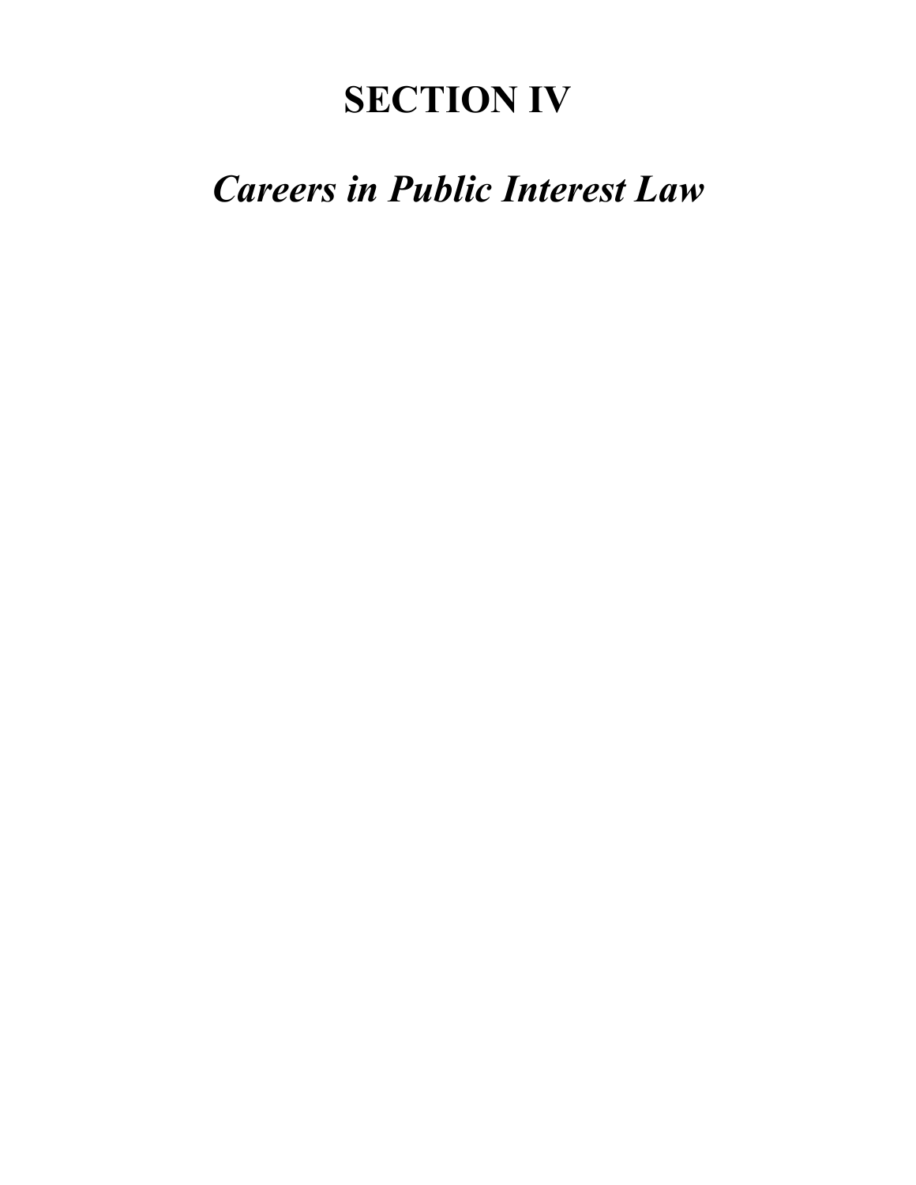# SECTION IV

## *Careers in Public Interest Law*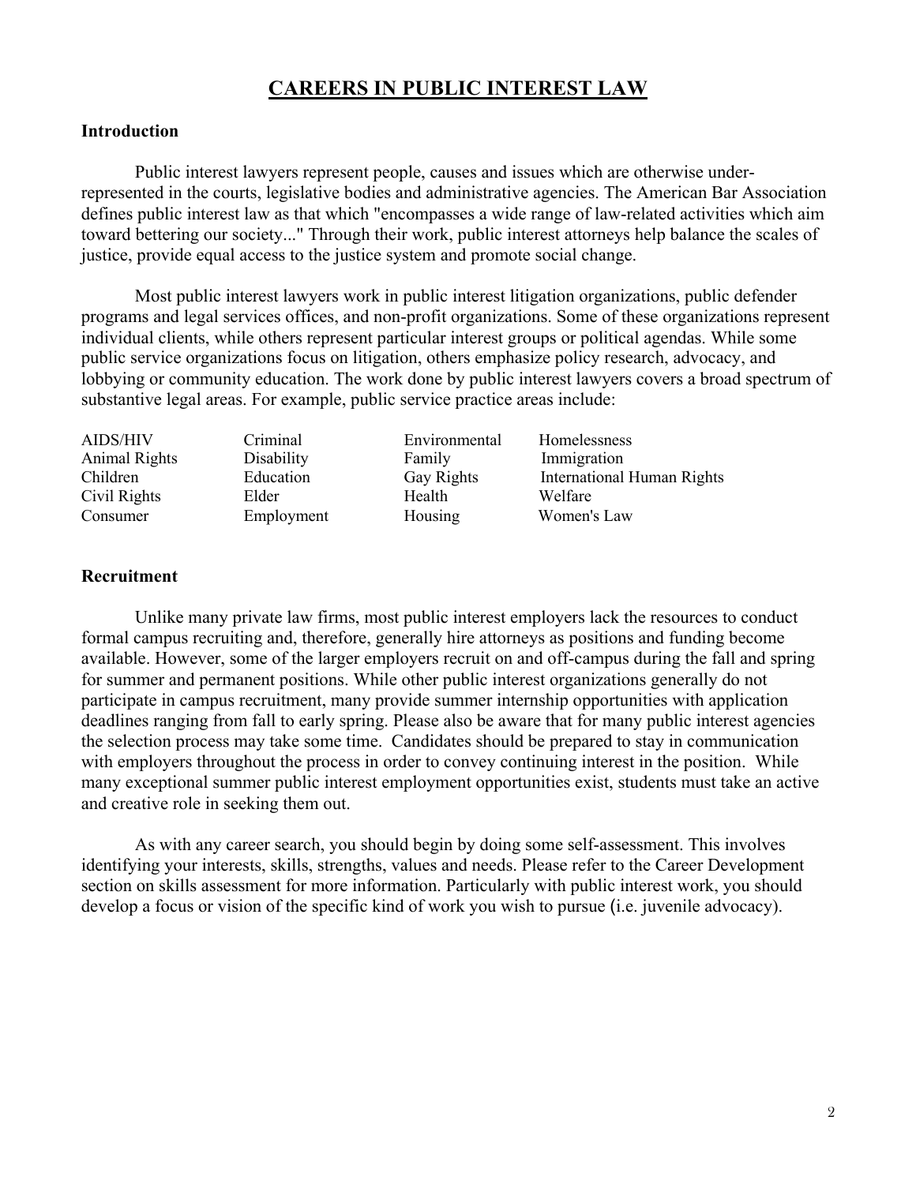# CAREERS IN PUBLIC INTEREST LAW

### Introduction

Public interest lawyers represent people, causes and issues which are otherwise under-represented in the courts, legislative bodies and administrative agencies. The American Bar Association defines public interest law as that which "encompasses a wide range of law-related activities which aim toward bettering our society..." Through their work, public interest attorneys help balance the scales of justice, provide equal access to the justice system and promote social change.

Most public interest lawyers work in public interest litigation organizations, public defender programs and legal services offices, and non-profit organizations. Some of these organizations represent individual clients, while others represent particular interest groups or political agendas. While some public service organizations focus on litigation, others emphasize policy research, advocacy, and lobbying or community education. The work done by public interest lawyers covers a broad spectrum of substantive legal areas. For example, public service practice areas include:

| | | | |
|---|---|---|---|
| AIDS/HIV | Criminal | Environmental | Homelessness |
| Animal Rights | Disability | Family | Immigration |
| Children | Education | Gay Rights | International Human Rights |
| Civil Rights | Elder | Health | Welfare |
| Consumer | Employment | Housing | Women's Law |

### Recruitment

Unlike many private law firms, most public interest employers lack the resources to conduct formal campus recruiting and, therefore, generally hire attorneys as positions and funding become available. However, some of the larger employers recruit on and off-campus during the fall and spring for summer and permanent positions. While other public interest organizations generally do not participate in campus recruitment, many provide summer internship opportunities with application deadlines ranging from fall to early spring. Please also be aware that for many public interest agencies the selection process may take some time. Candidates should be prepared to stay in communication with employers throughout the process in order to convey continuing interest in the position. While many exceptional summer public interest employment opportunities exist, students must take an active and creative role in seeking them out.

As with any career search, you should begin by doing some self-assessment. This involves identifying your interests, skills, strengths, values and needs. Please refer to the Career Development section on skills assessment for more information. Particularly with public interest work, you should develop a focus or vision of the specific kind of work you wish to pursue (i.e. juvenile advocacy).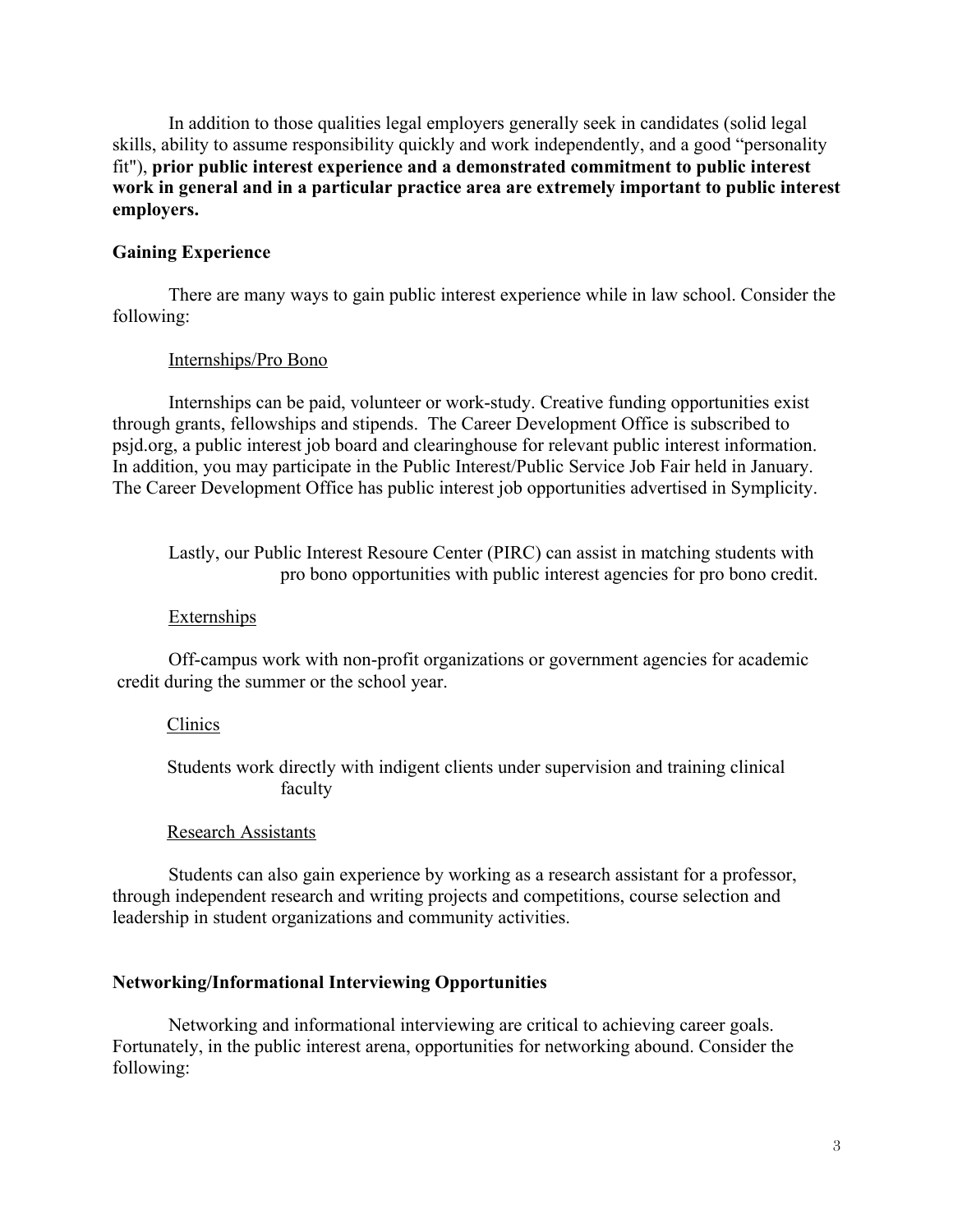In addition to those qualities legal employers generally seek in candidates (solid legal skills, ability to assume responsibility quickly and work independently, and a good "personality fit"), **prior public interest experience and a demonstrated commitment to public interest work in general and in a particular practice area are extremely important to public interest employers.**

## Gaining Experience

There are many ways to gain public interest experience while in law school. Consider the following:

### Internships/Pro Bono

Internships can be paid, volunteer or work-study. Creative funding opportunities exist through grants, fellowships and stipends. The Career Development Office is subscribed to psjd.org, a public interest job board and clearinghouse for relevant public interest information. In addition, you may participate in the Public Interest/Public Service Job Fair held in January. The Career Development Office has public interest job opportunities advertised in Symplicity.

Lastly, our Public Interest Resoure Center (PIRC) can assist in matching students with pro bono opportunities with public interest agencies for pro bono credit.

### Externships

Off-campus work with non-profit organizations or government agencies for academic credit during the summer or the school year.

### Clinics

Students work directly with indigent clients under supervision and training clinical faculty

### Research Assistants

Students can also gain experience by working as a research assistant for a professor, through independent research and writing projects and competitions, course selection and leadership in student organizations and community activities.

## Networking/Informational Interviewing Opportunities

Networking and informational interviewing are critical to achieving career goals. Fortunately, in the public interest arena, opportunities for networking abound. Consider the following: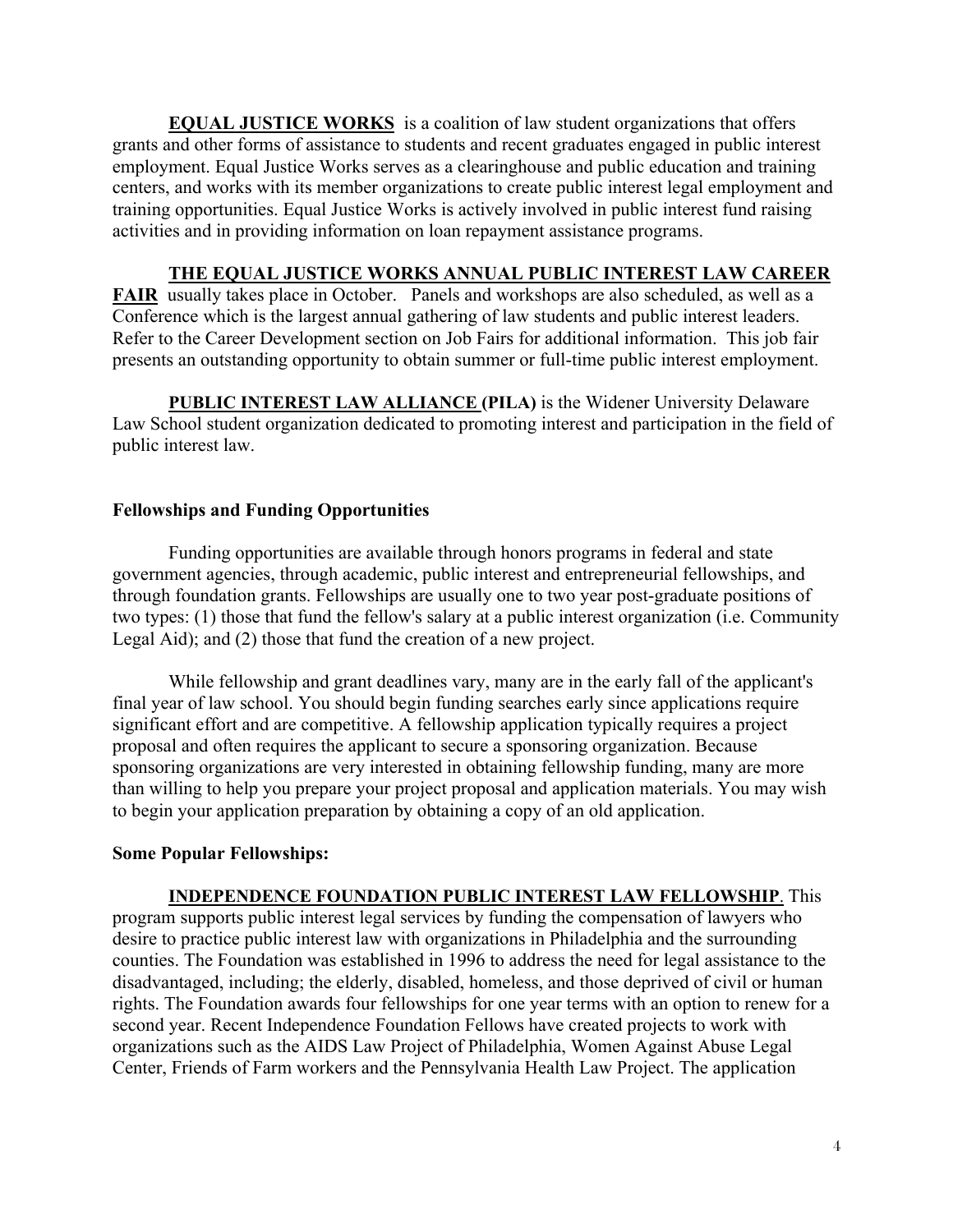**EQUAL JUSTICE WORKS** is a coalition of law student organizations that offers grants and other forms of assistance to students and recent graduates engaged in public interest employment. Equal Justice Works serves as a clearinghouse and public education and training centers, and works with its member organizations to create public interest legal employment and training opportunities. Equal Justice Works is actively involved in public interest fund raising activities and in providing information on loan repayment assistance programs.

**THE EQUAL JUSTICE WORKS ANNUAL PUBLIC INTEREST LAW CAREER FAIR** usually takes place in October. Panels and workshops are also scheduled, as well as a Conference which is the largest annual gathering of law students and public interest leaders. Refer to the Career Development section on Job Fairs for additional information. This job fair presents an outstanding opportunity to obtain summer or full-time public interest employment.

**PUBLIC INTEREST LAW ALLIANCE (PILA)** is the Widener University Delaware Law School student organization dedicated to promoting interest and participation in the field of public interest law.

### Fellowships and Funding Opportunities

Funding opportunities are available through honors programs in federal and state government agencies, through academic, public interest and entrepreneurial fellowships, and through foundation grants. Fellowships are usually one to two year post-graduate positions of two types: (1) those that fund the fellow's salary at a public interest organization (i.e. Community Legal Aid); and (2) those that fund the creation of a new project.

While fellowship and grant deadlines vary, many are in the early fall of the applicant's final year of law school. You should begin funding searches early since applications require significant effort and are competitive. A fellowship application typically requires a project proposal and often requires the applicant to secure a sponsoring organization. Because sponsoring organizations are very interested in obtaining fellowship funding, many are more than willing to help you prepare your project proposal and application materials. You may wish to begin your application preparation by obtaining a copy of an old application.

### Some Popular Fellowships:

**INDEPENDENCE FOUNDATION PUBLIC INTEREST LAW FELLOWSHIP**. This program supports public interest legal services by funding the compensation of lawyers who desire to practice public interest law with organizations in Philadelphia and the surrounding counties. The Foundation was established in 1996 to address the need for legal assistance to the disadvantaged, including; the elderly, disabled, homeless, and those deprived of civil or human rights. The Foundation awards four fellowships for one year terms with an option to renew for a second year. Recent Independence Foundation Fellows have created projects to work with organizations such as the AIDS Law Project of Philadelphia, Women Against Abuse Legal Center, Friends of Farm workers and the Pennsylvania Health Law Project. The application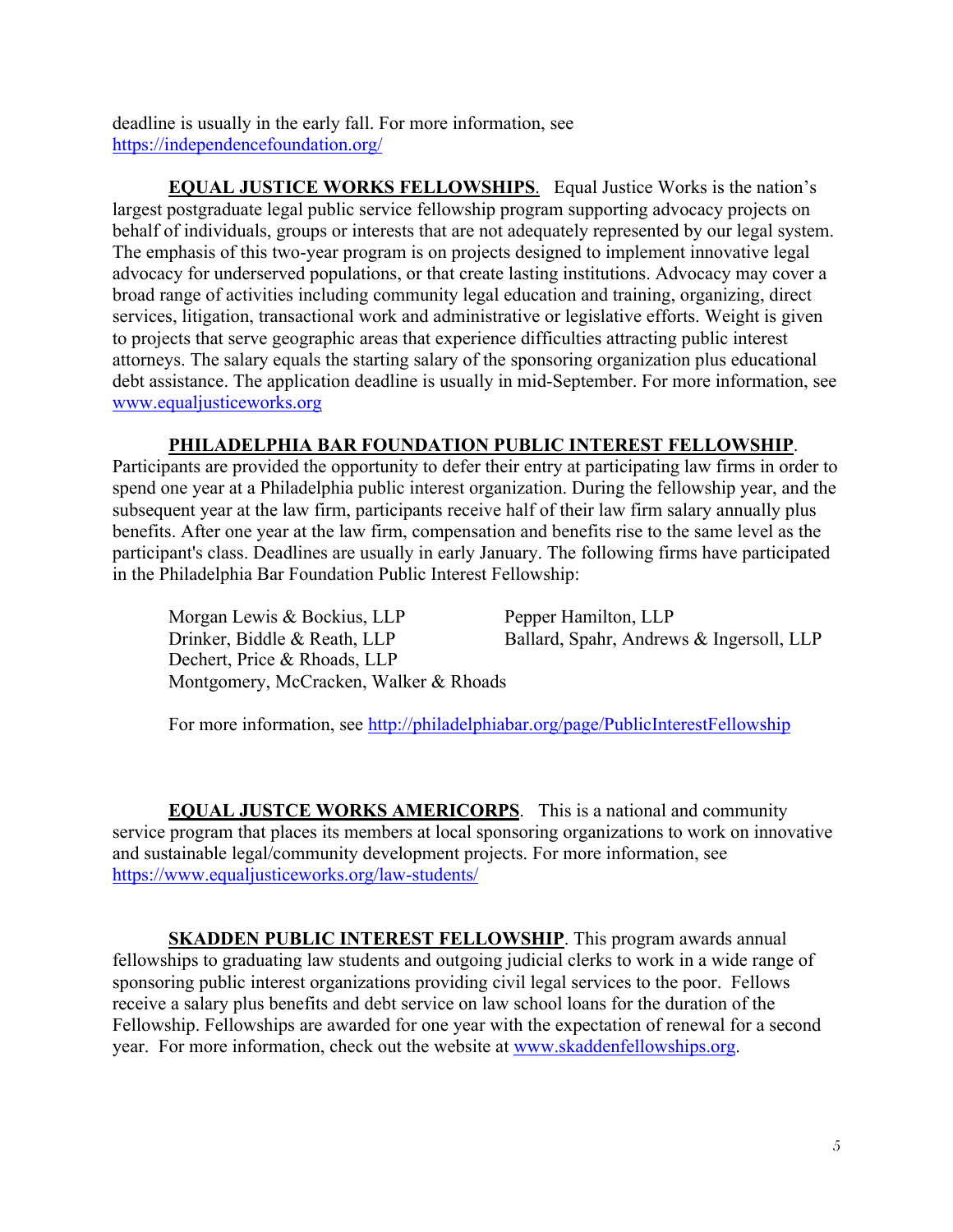deadline is usually in the early fall. For more information, see https://independencefoundation.org/

**EQUAL JUSTICE WORKS FELLOWSHIPS**. Equal Justice Works is the nation's largest postgraduate legal public service fellowship program supporting advocacy projects on behalf of individuals, groups or interests that are not adequately represented by our legal system. The emphasis of this two-year program is on projects designed to implement innovative legal advocacy for underserved populations, or that create lasting institutions. Advocacy may cover a broad range of activities including community legal education and training, organizing, direct services, litigation, transactional work and administrative or legislative efforts. Weight is given to projects that serve geographic areas that experience difficulties attracting public interest attorneys. The salary equals the starting salary of the sponsoring organization plus educational debt assistance. The application deadline is usually in mid-September. For more information, see www.equaljusticeworks.org

**PHILADELPHIA BAR FOUNDATION PUBLIC INTEREST FELLOWSHIP**. Participants are provided the opportunity to defer their entry at participating law firms in order to spend one year at a Philadelphia public interest organization. During the fellowship year, and the subsequent year at the law firm, participants receive half of their law firm salary annually plus benefits. After one year at the law firm, compensation and benefits rise to the same level as the participant's class. Deadlines are usually in early January. The following firms have participated in the Philadelphia Bar Foundation Public Interest Fellowship:

- Morgan Lewis & Bockius, LLP
- Pepper Hamilton, LLP
- Drinker, Biddle & Reath, LLP
- Ballard, Spahr, Andrews & Ingersoll, LLP
- Dechert, Price & Rhoads, LLP
- Montgomery, McCracken, Walker & Rhoads

For more information, see http://philadelphiabar.org/page/PublicInterestFellowship

**EQUAL JUSTCE WORKS AMERICORPS**. This is a national and community service program that places its members at local sponsoring organizations to work on innovative and sustainable legal/community development projects. For more information, see https://www.equaljusticeworks.org/law-students/

**SKADDEN PUBLIC INTEREST FELLOWSHIP**. This program awards annual fellowships to graduating law students and outgoing judicial clerks to work in a wide range of sponsoring public interest organizations providing civil legal services to the poor. Fellows receive a salary plus benefits and debt service on law school loans for the duration of the Fellowship. Fellowships are awarded for one year with the expectation of renewal for a second year. For more information, check out the website at www.skaddenfellowships.org.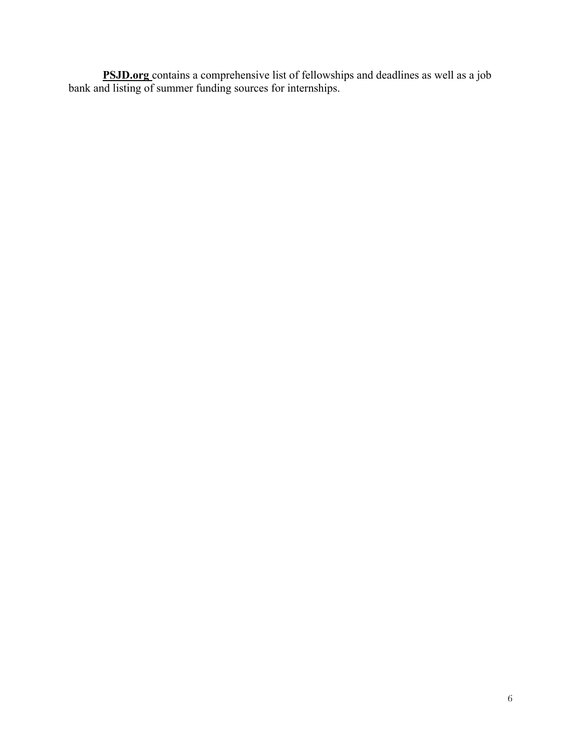**PSJD.org** contains a comprehensive list of fellowships and deadlines as well as a job bank and listing of summer funding sources for internships.